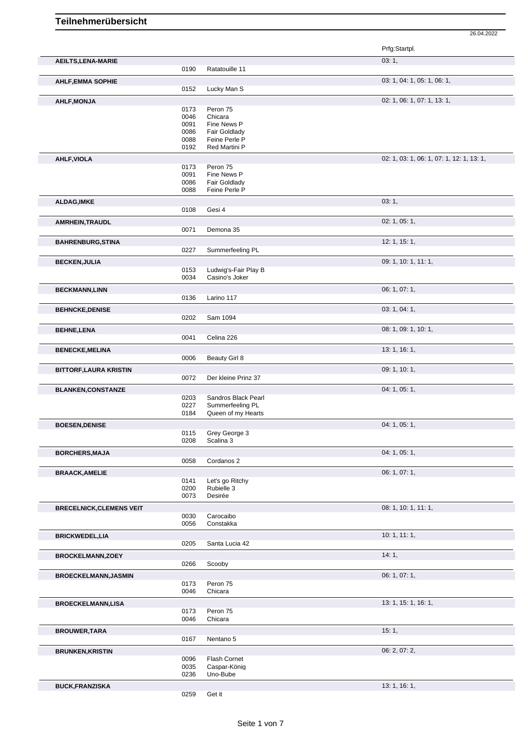# Teilnehmerübersicht

26.04.2022

| Teilnehmer | Nr. | Pferd | Prfg:Startpl. |
|---|---|---|---|
| **AEILTS,LENA-MARIE** | | | 03: 1, |
| | 0190 | Ratatouille 11 | |
| **AHLF,EMMA SOPHIE** | | | 03: 1, 04: 1, 05: 1, 06: 1, |
| | 0152 | Lucky Man S | |
| **AHLF,MONJA** | | | 02: 1, 06: 1, 07: 1, 13: 1, |
| | 0173 | Peron 75 | |
| | 0046 | Chicara | |
| | 0091 | Fine News P | |
| | 0086 | Fair Goldlady | |
| | 0088 | Feine Perle P | |
| | 0192 | Red Martini P | |
| **AHLF,VIOLA** | | | 02: 1, 03: 1, 06: 1, 07: 1, 12: 1, 13: 1, |
| | 0173 | Peron 75 | |
| | 0091 | Fine News P | |
| | 0086 | Fair Goldlady | |
| | 0088 | Feine Perle P | |
| **ALDAG,IMKE** | | | 03: 1, |
| | 0108 | Gesi 4 | |
| **AMRHEIN,TRAUDL** | | | 02: 1, 05: 1, |
| | 0071 | Demona 35 | |
| **BAHRENBURG,STINA** | | | 12: 1, 15: 1, |
| | 0227 | Summerfeeling PL | |
| **BECKEN,JULIA** | | | 09: 1, 10: 1, 11: 1, |
| | 0153 | Ludwig's-Fair Play B | |
| | 0034 | Casino's Joker | |
| **BECKMANN,LINN** | | | 06: 1, 07: 1, |
| | 0136 | Larino 117 | |
| **BEHNCKE,DENISE** | | | 03: 1, 04: 1, |
| | 0202 | Sam 1094 | |
| **BEHNE,LENA** | | | 08: 1, 09: 1, 10: 1, |
| | 0041 | Celina 226 | |
| **BENECKE,MELINA** | | | 13: 1, 16: 1, |
| | 0006 | Beauty Girl 8 | |
| **BITTORF,LAURA KRISTIN** | | | 09: 1, 10: 1, |
| | 0072 | Der kleine Prinz 37 | |
| **BLANKEN,CONSTANZE** | | | 04: 1, 05: 1, |
| | 0203 | Sandros Black Pearl | |
| | 0227 | Summerfeeling PL | |
| | 0184 | Queen of my Hearts | |
| **BOESEN,DENISE** | | | 04: 1, 05: 1, |
| | 0115 | Grey George 3 | |
| | 0208 | Scalina 3 | |
| **BORCHERS,MAJA** | | | 04: 1, 05: 1, |
| | 0058 | Cordanos 2 | |
| **BRAACK,AMELIE** | | | 06: 1, 07: 1, |
| | 0141 | Let's go Ritchy | |
| | 0200 | Rubielle 3 | |
| | 0073 | Desirée | |
| **BRECELNICK,CLEMENS VEIT** | | | 08: 1, 10: 1, 11: 1, |
| | 0030 | Carocaibo | |
| | 0056 | Constakka | |
| **BRICKWEDEL,LIA** | | | 10: 1, 11: 1, |
| | 0205 | Santa Lucia 42 | |
| **BROCKELMANN,ZOEY** | | | 14: 1, |
| | 0266 | Scooby | |
| **BROECKELMANN,JASMIN** | | | 06: 1, 07: 1, |
| | 0173 | Peron 75 | |
| | 0046 | Chicara | |
| **BROECKELMANN,LISA** | | | 13: 1, 15: 1, 16: 1, |
| | 0173 | Peron 75 | |
| | 0046 | Chicara | |
| **BROUWER,TARA** | | | 15: 1, |
| | 0167 | Nentano 5 | |
| **BRUNKEN,KRISTIN** | | | 06: 2, 07: 2, |
| | 0096 | Flash Cornet | |
| | 0035 | Caspar-König | |
| | 0236 | Uno-Bube | |
| **BUCK,FRANZISKA** | | | 13: 1, 16: 1, |
| | 0259 | Get it | |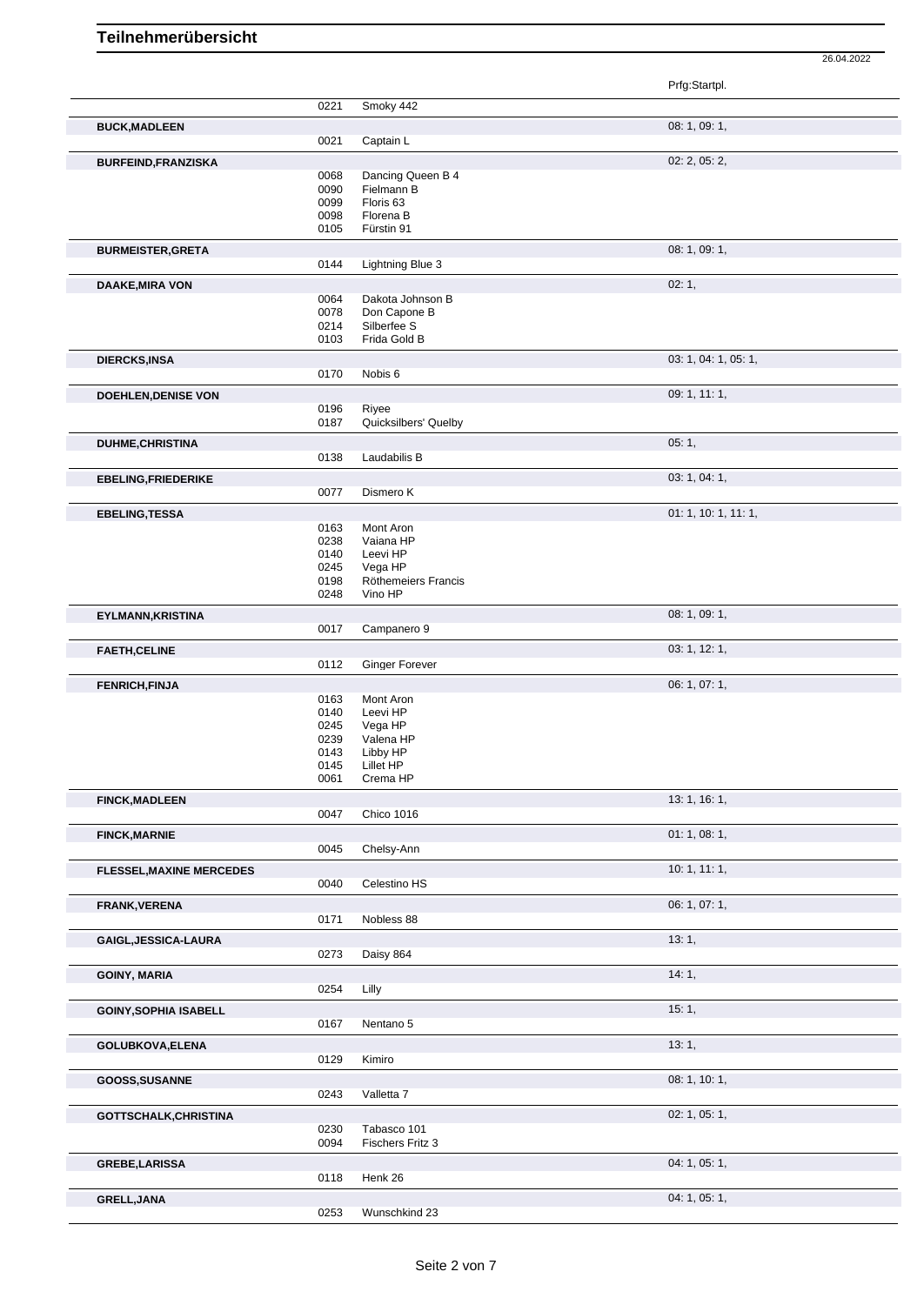# Teilnehmerübersicht

26.04.2022

| Teilnehmer | Nr. | Pferd | Prfg:Startpl. |
|---|---|---|---|
| | 0221 | Smoky 442 | |
| **BUCK,MADLEEN** | | | 08: 1, 09: 1, |
| | 0021 | Captain L | |
| **BURFEIND,FRANZISKA** | | | 02: 2, 05: 2, |
| | 0068 | Dancing Queen B 4 | |
| | 0090 | Fielmann B | |
| | 0099 | Floris 63 | |
| | 0098 | Florena B | |
| | 0105 | Fürstin 91 | |
| **BURMEISTER,GRETA** | | | 08: 1, 09: 1, |
| | 0144 | Lightning Blue 3 | |
| **DAAKE,MIRA VON** | | | 02: 1, |
| | 0064 | Dakota Johnson B | |
| | 0078 | Don Capone B | |
| | 0214 | Silberfee S | |
| | 0103 | Frida Gold B | |
| **DIERCKS,INSA** | | | 03: 1, 04: 1, 05: 1, |
| | 0170 | Nobis 6 | |
| **DOEHLEN,DENISE VON** | | | 09: 1, 11: 1, |
| | 0196 | Riyee | |
| | 0187 | Quicksilbers' Quelby | |
| **DUHME,CHRISTINA** | | | 05: 1, |
| | 0138 | Laudabilis B | |
| **EBELING,FRIEDERIKE** | | | 03: 1, 04: 1, |
| | 0077 | Dismero K | |
| **EBELING,TESSA** | | | 01: 1, 10: 1, 11: 1, |
| | 0163 | Mont Aron | |
| | 0238 | Vaiana HP | |
| | 0140 | Leevi HP | |
| | 0245 | Vega HP | |
| | 0198 | Röthemeiers Francis | |
| | 0248 | Vino HP | |
| **EYLMANN,KRISTINA** | | | 08: 1, 09: 1, |
| | 0017 | Campanero 9 | |
| **FAETH,CELINE** | | | 03: 1, 12: 1, |
| | 0112 | Ginger Forever | |
| **FENRICH,FINJA** | | | 06: 1, 07: 1, |
| | 0163 | Mont Aron | |
| | 0140 | Leevi HP | |
| | 0245 | Vega HP | |
| | 0239 | Valena HP | |
| | 0143 | Libby HP | |
| | 0145 | Lillet HP | |
| | 0061 | Crema HP | |
| **FINCK,MADLEEN** | | | 13: 1, 16: 1, |
| | 0047 | Chico 1016 | |
| **FINCK,MARNIE** | | | 01: 1, 08: 1, |
| | 0045 | Chelsy-Ann | |
| **FLESSEL,MAXINE MERCEDES** | | | 10: 1, 11: 1, |
| | 0040 | Celestino HS | |
| **FRANK,VERENA** | | | 06: 1, 07: 1, |
| | 0171 | Nobless 88 | |
| **GAIGL,JESSICA-LAURA** | | | 13: 1, |
| | 0273 | Daisy 864 | |
| **GOINY, MARIA** | | | 14: 1, |
| | 0254 | Lilly | |
| **GOINY,SOPHIA ISABELL** | | | 15: 1, |
| | 0167 | Nentano 5 | |
| **GOLUBKOVA,ELENA** | | | 13: 1, |
| | 0129 | Kimiro | |
| **GOOSS,SUSANNE** | | | 08: 1, 10: 1, |
| | 0243 | Valletta 7 | |
| **GOTTSCHALK,CHRISTINA** | | | 02: 1, 05: 1, |
| | 0230 | Tabasco 101 | |
| | 0094 | Fischers Fritz 3 | |
| **GREBE,LARISSA** | | | 04: 1, 05: 1, |
| | 0118 | Henk 26 | |
| **GRELL,JANA** | | | 04: 1, 05: 1, |
| | 0253 | Wunschkind 23 | |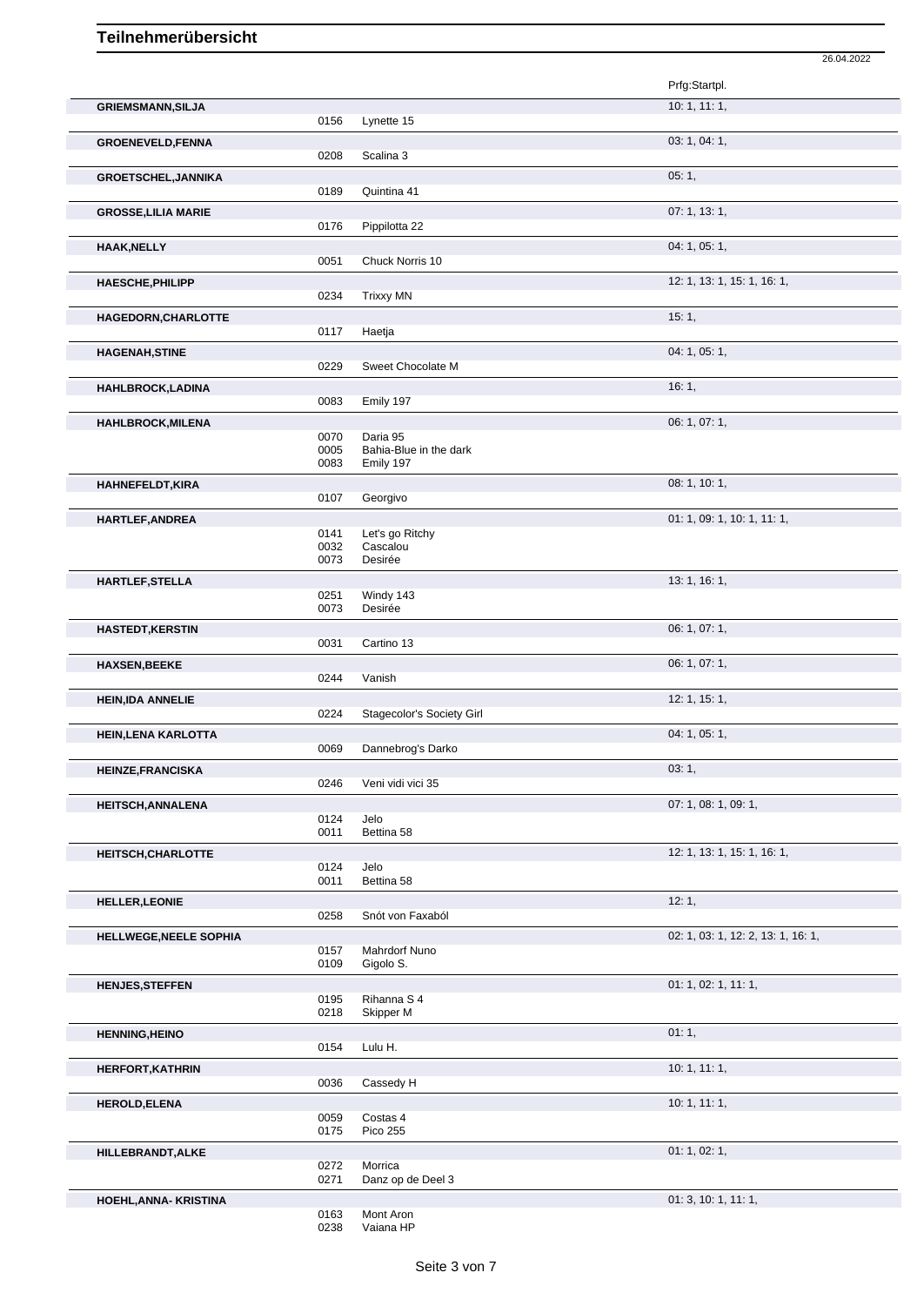# Teilnehmerübersicht

26.04.2022

| Name | Nr. | Pferd | Prfg:Startpl. |
|---|---|---|---|
| **GRIEMSMANN,SILJA** | | | 10: 1, 11: 1, |
| | 0156 | Lynette 15 | |
| **GROENEVELD,FENNA** | | | 03: 1, 04: 1, |
| | 0208 | Scalina 3 | |
| **GROETSCHEL,JANNIKA** | | | 05: 1, |
| | 0189 | Quintina 41 | |
| **GROSSE,LILIA MARIE** | | | 07: 1, 13: 1, |
| | 0176 | Pippilotta 22 | |
| **HAAK,NELLY** | | | 04: 1, 05: 1, |
| | 0051 | Chuck Norris 10 | |
| **HAESCHE,PHILIPP** | | | 12: 1, 13: 1, 15: 1, 16: 1, |
| | 0234 | Trixxy MN | |
| **HAGEDORN,CHARLOTTE** | | | 15: 1, |
| | 0117 | Haetja | |
| **HAGENAH,STINE** | | | 04: 1, 05: 1, |
| | 0229 | Sweet Chocolate M | |
| **HAHLBROCK,LADINA** | | | 16: 1, |
| | 0083 | Emily 197 | |
| **HAHLBROCK,MILENA** | | | 06: 1, 07: 1, |
| | 0070 | Daria 95 | |
| | 0005 | Bahia-Blue in the dark | |
| | 0083 | Emily 197 | |
| **HAHNEFELDT,KIRA** | | | 08: 1, 10: 1, |
| | 0107 | Georgivo | |
| **HARTLEF,ANDREA** | | | 01: 1, 09: 1, 10: 1, 11: 1, |
| | 0141 | Let's go Ritchy | |
| | 0032 | Cascalou | |
| | 0073 | Desirée | |
| **HARTLEF,STELLA** | | | 13: 1, 16: 1, |
| | 0251 | Windy 143 | |
| | 0073 | Desirée | |
| **HASTEDT,KERSTIN** | | | 06: 1, 07: 1, |
| | 0031 | Cartino 13 | |
| **HAXSEN,BEEKE** | | | 06: 1, 07: 1, |
| | 0244 | Vanish | |
| **HEIN,IDA ANNELIE** | | | 12: 1, 15: 1, |
| | 0224 | Stagecolor's Society Girl | |
| **HEIN,LENA KARLOTTA** | | | 04: 1, 05: 1, |
| | 0069 | Dannebrog's Darko | |
| **HEINZE,FRANCISKA** | | | 03: 1, |
| | 0246 | Veni vidi vici 35 | |
| **HEITSCH,ANNALENA** | | | 07: 1, 08: 1, 09: 1, |
| | 0124 | Jelo | |
| | 0011 | Bettina 58 | |
| **HEITSCH,CHARLOTTE** | | | 12: 1, 13: 1, 15: 1, 16: 1, |
| | 0124 | Jelo | |
| | 0011 | Bettina 58 | |
| **HELLER,LEONIE** | | | 12: 1, |
| | 0258 | Snót von Faxaból | |
| **HELLWEGE,NEELE SOPHIA** | | | 02: 1, 03: 1, 12: 2, 13: 1, 16: 1, |
| | 0157 | Mahrdorf Nuno | |
| | 0109 | Gigolo S. | |
| **HENJES,STEFFEN** | | | 01: 1, 02: 1, 11: 1, |
| | 0195 | Rihanna S 4 | |
| | 0218 | Skipper M | |
| **HENNING,HEINO** | | | 01: 1, |
| | 0154 | Lulu H. | |
| **HERFORT,KATHRIN** | | | 10: 1, 11: 1, |
| | 0036 | Cassedy H | |
| **HEROLD,ELENA** | | | 10: 1, 11: 1, |
| | 0059 | Costas 4 | |
| | 0175 | Pico 255 | |
| **HILLEBRANDT,ALKE** | | | 01: 1, 02: 1, |
| | 0272 | Morrica | |
| | 0271 | Danz op de Deel 3 | |
| **HOEHL,ANNA- KRISTINA** | | | 01: 3, 10: 1, 11: 1, |
| | 0163 | Mont Aron | |
| | 0238 | Vaiana HP | |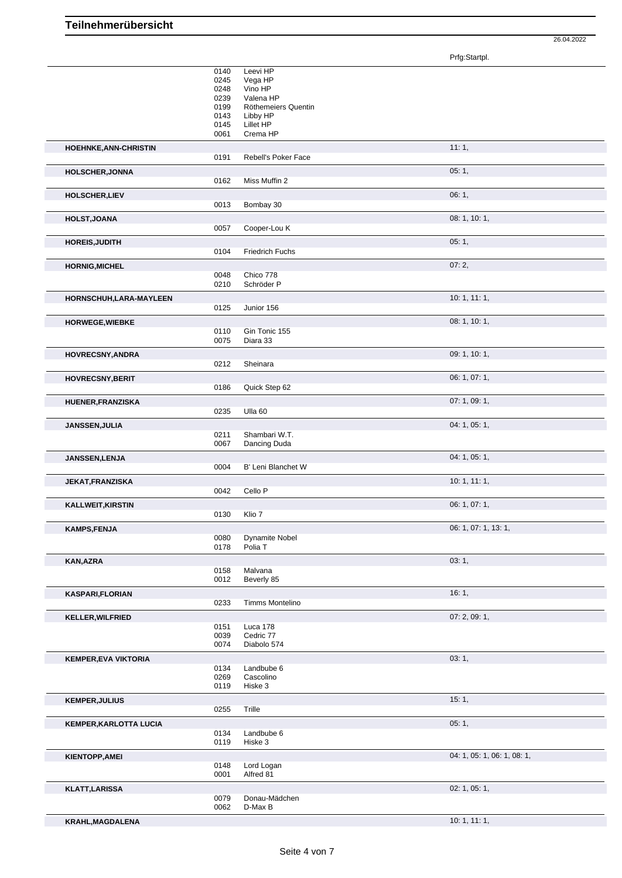# Teilnehmerübersicht

26.04.2022

| Teilnehmer | Nr. | Pferd | Prfg:Startpl. |
|---|---|---|---|
| | 0140 | Leevi HP | |
| | 0245 | Vega HP | |
| | 0248 | Vino HP | |
| | 0239 | Valena HP | |
| | 0199 | Röthemeiers Quentin | |
| | 0143 | Libby HP | |
| | 0145 | Lillet HP | |
| | 0061 | Crema HP | |
| **HOEHNKE,ANN-CHRISTIN** | | | 11: 1, |
| | 0191 | Rebell's Poker Face | |
| **HOLSCHER,JONNA** | | | 05: 1, |
| | 0162 | Miss Muffin 2 | |
| **HOLSCHER,LIEV** | | | 06: 1, |
| | 0013 | Bombay 30 | |
| **HOLST,JOANA** | | | 08: 1, 10: 1, |
| | 0057 | Cooper-Lou K | |
| **HOREIS,JUDITH** | | | 05: 1, |
| | 0104 | Friedrich Fuchs | |
| **HORNIG,MICHEL** | | | 07: 2, |
| | 0048 | Chico 778 | |
| | 0210 | Schröder P | |
| **HORNSCHUH,LARA-MAYLEEN** | | | 10: 1, 11: 1, |
| | 0125 | Junior 156 | |
| **HORWEGE,WIEBKE** | | | 08: 1, 10: 1, |
| | 0110 | Gin Tonic 155 | |
| | 0075 | Diara 33 | |
| **HOVRECSNY,ANDRA** | | | 09: 1, 10: 1, |
| | 0212 | Sheinara | |
| **HOVRECSNY,BERIT** | | | 06: 1, 07: 1, |
| | 0186 | Quick Step 62 | |
| **HUENER,FRANZISKA** | | | 07: 1, 09: 1, |
| | 0235 | Ulla 60 | |
| **JANSSEN,JULIA** | | | 04: 1, 05: 1, |
| | 0211 | Shambari W.T. | |
| | 0067 | Dancing Duda | |
| **JANSSEN,LENJA** | | | 04: 1, 05: 1, |
| | 0004 | B' Leni Blanchet W | |
| **JEKAT,FRANZISKA** | | | 10: 1, 11: 1, |
| | 0042 | Cello P | |
| **KALLWEIT,KIRSTIN** | | | 06: 1, 07: 1, |
| | 0130 | Klio 7 | |
| **KAMPS,FENJA** | | | 06: 1, 07: 1, 13: 1, |
| | 0080 | Dynamite Nobel | |
| | 0178 | Polia T | |
| **KAN,AZRA** | | | 03: 1, |
| | 0158 | Malvana | |
| | 0012 | Beverly 85 | |
| **KASPARI,FLORIAN** | | | 16: 1, |
| | 0233 | Timms Montelino | |
| **KELLER,WILFRIED** | | | 07: 2, 09: 1, |
| | 0151 | Luca 178 | |
| | 0039 | Cedric 77 | |
| | 0074 | Diabolo 574 | |
| **KEMPER,EVA VIKTORIA** | | | 03: 1, |
| | 0134 | Landbube 6 | |
| | 0269 | Cascolino | |
| | 0119 | Hiske 3 | |
| **KEMPER,JULIUS** | | | 15: 1, |
| | 0255 | Trille | |
| **KEMPER,KARLOTTA LUCIA** | | | 05: 1, |
| | 0134 | Landbube 6 | |
| | 0119 | Hiske 3 | |
| **KIENTOPP,AMEI** | | | 04: 1, 05: 1, 06: 1, 08: 1, |
| | 0148 | Lord Logan | |
| | 0001 | Alfred 81 | |
| **KLATT,LARISSA** | | | 02: 1, 05: 1, |
| | 0079 | Donau-Mädchen | |
| | 0062 | D-Max B | |
| **KRAHL,MAGDALENA** | | | 10: 1, 11: 1, |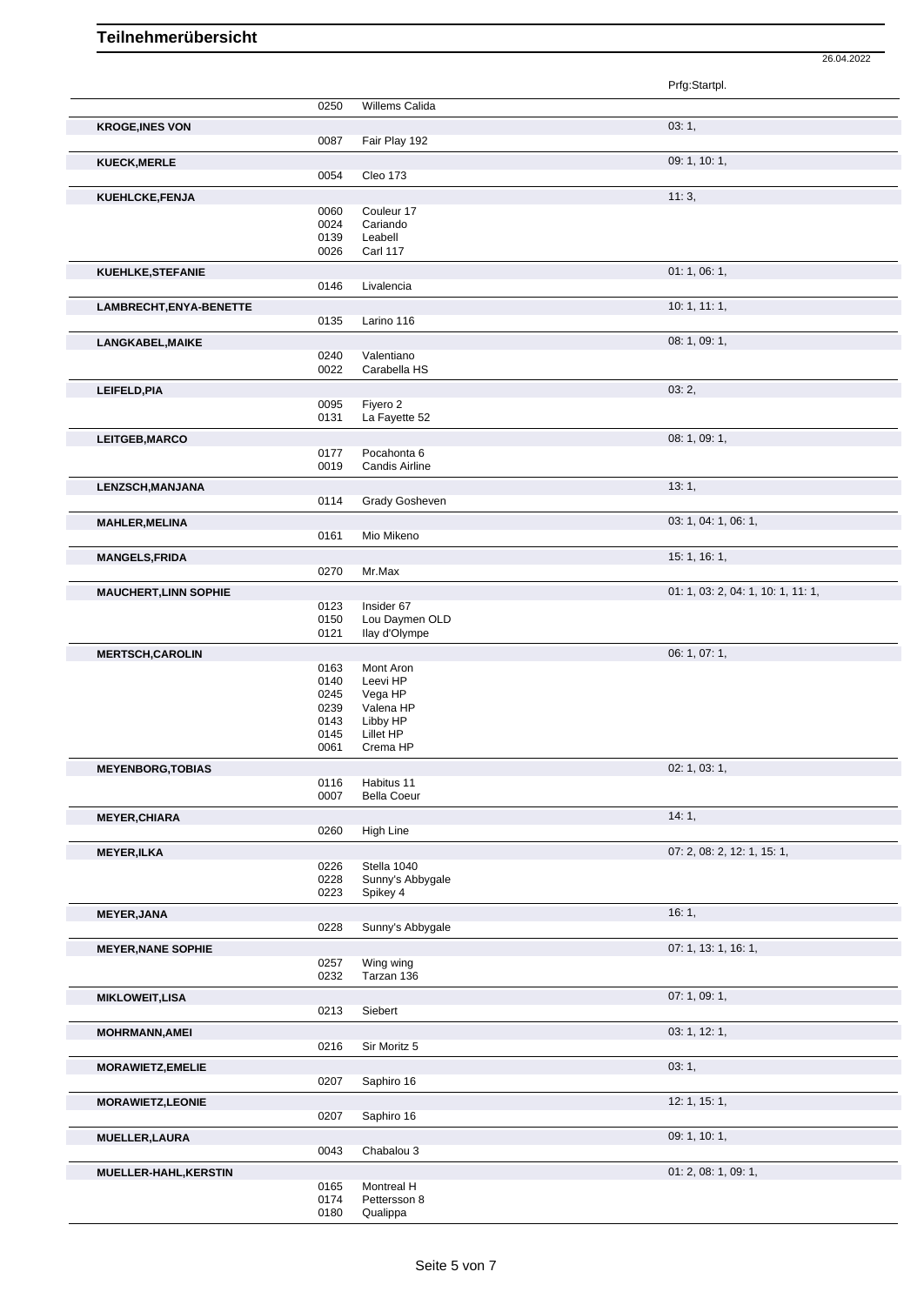# Teilnehmerübersicht

26.04.2022

| Teilnehmer | Nr. | Pferd | Prfg:Startpl. |
|---|---|---|---|
| | 0250 | Willems Calida | |
| **KROGE,INES VON** | | | 03: 1, |
| | 0087 | Fair Play 192 | |
| **KUECK,MERLE** | | | 09: 1, 10: 1, |
| | 0054 | Cleo 173 | |
| **KUEHLCKE,FENJA** | | | 11: 3, |
| | 0060 | Couleur 17 | |
| | 0024 | Cariando | |
| | 0139 | Leabell | |
| | 0026 | Carl 117 | |
| **KUEHLKE,STEFANIE** | | | 01: 1, 06: 1, |
| | 0146 | Livalencia | |
| **LAMBRECHT,ENYA-BENETTE** | | | 10: 1, 11: 1, |
| | 0135 | Larino 116 | |
| **LANGKABEL,MAIKE** | | | 08: 1, 09: 1, |
| | 0240 | Valentiano | |
| | 0022 | Carabella HS | |
| **LEIFELD,PIA** | | | 03: 2, |
| | 0095 | Fiyero 2 | |
| | 0131 | La Fayette 52 | |
| **LEITGEB,MARCO** | | | 08: 1, 09: 1, |
| | 0177 | Pocahonta 6 | |
| | 0019 | Candis Airline | |
| **LENZSCH,MANJANA** | | | 13: 1, |
| | 0114 | Grady Gosheven | |
| **MAHLER,MELINA** | | | 03: 1, 04: 1, 06: 1, |
| | 0161 | Mio Mikeno | |
| **MANGELS,FRIDA** | | | 15: 1, 16: 1, |
| | 0270 | Mr.Max | |
| **MAUCHERT,LINN SOPHIE** | | | 01: 1, 03: 2, 04: 1, 10: 1, 11: 1, |
| | 0123 | Insider 67 | |
| | 0150 | Lou Daymen OLD | |
| | 0121 | Ilay d'Olympe | |
| **MERTSCH,CAROLIN** | | | 06: 1, 07: 1, |
| | 0163 | Mont Aron | |
| | 0140 | Leevi HP | |
| | 0245 | Vega HP | |
| | 0239 | Valena HP | |
| | 0143 | Libby HP | |
| | 0145 | Lillet HP | |
| | 0061 | Crema HP | |
| **MEYENBORG,TOBIAS** | | | 02: 1, 03: 1, |
| | 0116 | Habitus 11 | |
| | 0007 | Bella Coeur | |
| **MEYER,CHIARA** | | | 14: 1, |
| | 0260 | High Line | |
| **MEYER,ILKA** | | | 07: 2, 08: 2, 12: 1, 15: 1, |
| | 0226 | Stella 1040 | |
| | 0228 | Sunny's Abbygale | |
| | 0223 | Spikey 4 | |
| **MEYER,JANA** | | | 16: 1, |
| | 0228 | Sunny's Abbygale | |
| **MEYER,NANE SOPHIE** | | | 07: 1, 13: 1, 16: 1, |
| | 0257 | Wing wing | |
| | 0232 | Tarzan 136 | |
| **MIKLOWEIT,LISA** | | | 07: 1, 09: 1, |
| | 0213 | Siebert | |
| **MOHRMANN,AMEI** | | | 03: 1, 12: 1, |
| | 0216 | Sir Moritz 5 | |
| **MORAWIETZ,EMELIE** | | | 03: 1, |
| | 0207 | Saphiro 16 | |
| **MORAWIETZ,LEONIE** | | | 12: 1, 15: 1, |
| | 0207 | Saphiro 16 | |
| **MUELLER,LAURA** | | | 09: 1, 10: 1, |
| | 0043 | Chabalou 3 | |
| **MUELLER-HAHL,KERSTIN** | | | 01: 2, 08: 1, 09: 1, |
| | 0165 | Montreal H | |
| | 0174 | Pettersson 8 | |
| | 0180 | Qualippa | |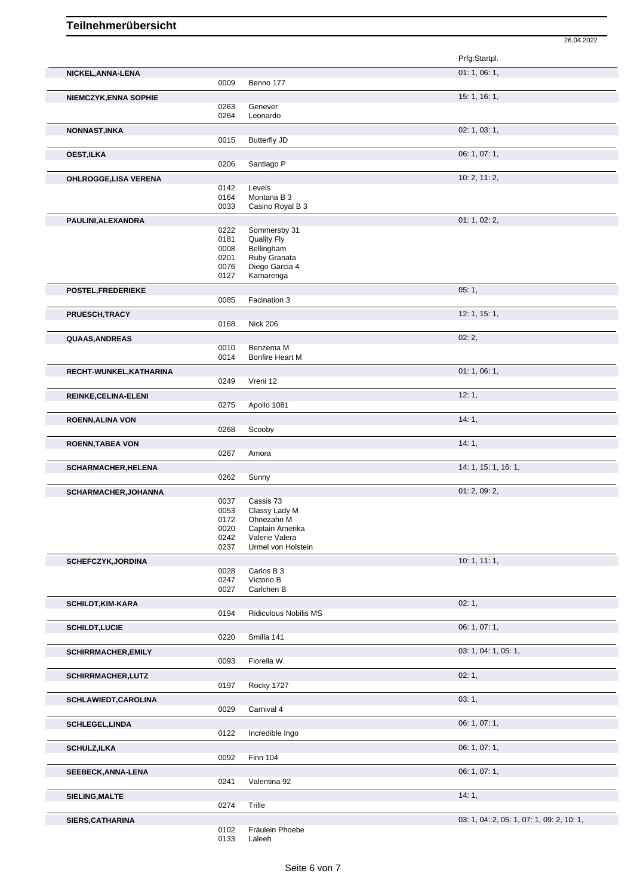# Teilnehmerübersicht

26.04.2022

| Teilnehmer | Nr. | Pferd | Prfg:Startpl. |
|---|---|---|---|
| **NICKEL,ANNA-LENA** | | | 01: 1, 06: 1, |
| | 0009 | Benno 177 | |
| **NIEMCZYK,ENNA SOPHIE** | | | 15: 1, 16: 1, |
| | 0263 | Genever | |
| | 0264 | Leonardo | |
| **NONNAST,INKA** | | | 02: 1, 03: 1, |
| | 0015 | Butterfly JD | |
| **OEST,ILKA** | | | 06: 1, 07: 1, |
| | 0206 | Santiago P | |
| **OHLROGGE,LISA VERENA** | | | 10: 2, 11: 2, |
| | 0142 | Levels | |
| | 0164 | Montana B 3 | |
| | 0033 | Casino Royal B 3 | |
| **PAULINI,ALEXANDRA** | | | 01: 1, 02: 2, |
| | 0222 | Sommersby 31 | |
| | 0181 | Quality Fly | |
| | 0008 | Bellingham | |
| | 0201 | Ruby Granata | |
| | 0076 | Diego Garcia 4 | |
| | 0127 | Kamarenga | |
| **POSTEL,FREDERIEKE** | | | 05: 1, |
| | 0085 | Facination 3 | |
| **PRUESCH,TRACY** | | | 12: 1, 15: 1, |
| | 0168 | Nick 206 | |
| **QUAAS,ANDREAS** | | | 02: 2, |
| | 0010 | Benzema M | |
| | 0014 | Bonfire Heart M | |
| **RECHT-WUNKEL,KATHARINA** | | | 01: 1, 06: 1, |
| | 0249 | Vreni 12 | |
| **REINKE,CELINA-ELENI** | | | 12: 1, |
| | 0275 | Apollo 1081 | |
| **ROENN,ALINA VON** | | | 14: 1, |
| | 0268 | Scooby | |
| **ROENN,TABEA VON** | | | 14: 1, |
| | 0267 | Amora | |
| **SCHARMACHER,HELENA** | | | 14: 1, 15: 1, 16: 1, |
| | 0262 | Sunny | |
| **SCHARMACHER,JOHANNA** | | | 01: 2, 09: 2, |
| | 0037 | Cassis 73 | |
| | 0053 | Classy Lady M | |
| | 0172 | Ohnezahn M | |
| | 0020 | Captain Amerika | |
| | 0242 | Valerie Valera | |
| | 0237 | Urmel von Holstein | |
| **SCHEFCZYK,JORDINA** | | | 10: 1, 11: 1, |
| | 0028 | Carlos B 3 | |
| | 0247 | Victorio B | |
| | 0027 | Carlchen B | |
| **SCHILDT,KIM-KARA** | | | 02: 1, |
| | 0194 | Ridiculous Nobilis MS | |
| **SCHILDT,LUCIE** | | | 06: 1, 07: 1, |
| | 0220 | Smilla 141 | |
| **SCHIRRMACHER,EMILY** | | | 03: 1, 04: 1, 05: 1, |
| | 0093 | Fiorella W. | |
| **SCHIRRMACHER,LUTZ** | | | 02: 1, |
| | 0197 | Rocky 1727 | |
| **SCHLAWIEDT,CAROLINA** | | | 03: 1, |
| | 0029 | Carnival 4 | |
| **SCHLEGEL,LINDA** | | | 06: 1, 07: 1, |
| | 0122 | Incredible Ingo | |
| **SCHULZ,ILKA** | | | 06: 1, 07: 1, |
| | 0092 | Finn 104 | |
| **SEEBECK,ANNA-LENA** | | | 06: 1, 07: 1, |
| | 0241 | Valentina 92 | |
| **SIELING,MALTE** | | | 14: 1, |
| | 0274 | Trille | |
| **SIERS,CATHARINA** | | | 03: 1, 04: 2, 05: 1, 07: 1, 09: 2, 10: 1, |
| | 0102 | Fräulein Phoebe | |
| | 0133 | Laleeh | |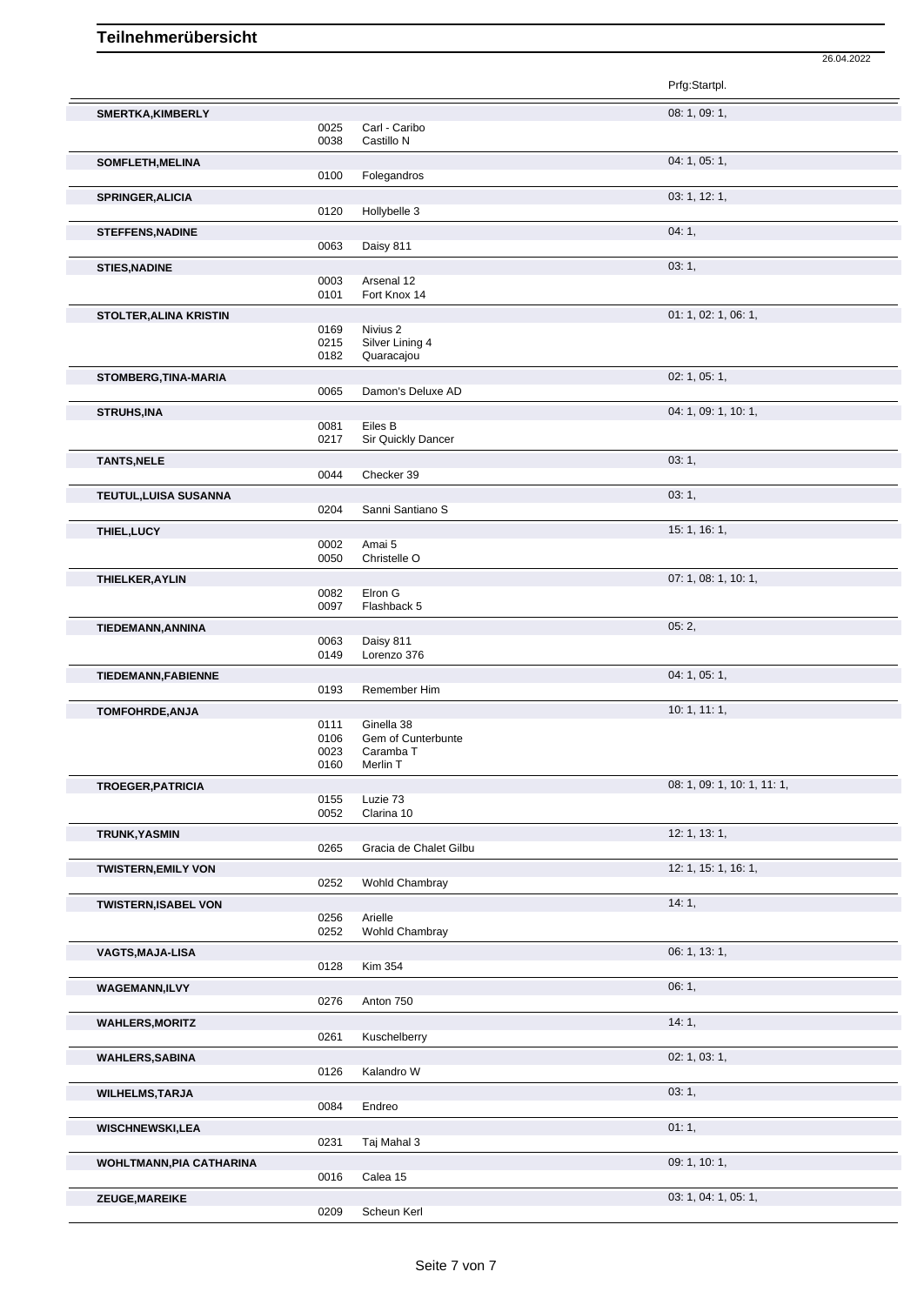# Teilnehmerübersicht

26.04.2022

| | | | Prfg:Startpl. |
|---|---|---|---|
| **SMERTKA,KIMBERLY** | | | 08: 1, 09: 1, |
| | 0025 | Carl - Caribo | |
| | 0038 | Castillo N | |
| **SOMFLETH,MELINA** | | | 04: 1, 05: 1, |
| | 0100 | Folegandros | |
| **SPRINGER,ALICIA** | | | 03: 1, 12: 1, |
| | 0120 | Hollybelle 3 | |
| **STEFFENS,NADINE** | | | 04: 1, |
| | 0063 | Daisy 811 | |
| **STIES,NADINE** | | | 03: 1, |
| | 0003 | Arsenal 12 | |
| | 0101 | Fort Knox 14 | |
| **STOLTER,ALINA KRISTIN** | | | 01: 1, 02: 1, 06: 1, |
| | 0169 | Nivius 2 | |
| | 0215 | Silver Lining 4 | |
| | 0182 | Quaracajou | |
| **STOMBERG,TINA-MARIA** | | | 02: 1, 05: 1, |
| | 0065 | Damon's Deluxe AD | |
| **STRUHS,INA** | | | 04: 1, 09: 1, 10: 1, |
| | 0081 | Eiles B | |
| | 0217 | Sir Quickly Dancer | |
| **TANTS,NELE** | | | 03: 1, |
| | 0044 | Checker 39 | |
| **TEUTUL,LUISA SUSANNA** | | | 03: 1, |
| | 0204 | Sanni Santiano S | |
| **THIEL,LUCY** | | | 15: 1, 16: 1, |
| | 0002 | Amai 5 | |
| | 0050 | Christelle O | |
| **THIELKER,AYLIN** | | | 07: 1, 08: 1, 10: 1, |
| | 0082 | Elron G | |
| | 0097 | Flashback 5 | |
| **TIEDEMANN,ANNINA** | | | 05: 2, |
| | 0063 | Daisy 811 | |
| | 0149 | Lorenzo 376 | |
| **TIEDEMANN,FABIENNE** | | | 04: 1, 05: 1, |
| | 0193 | Remember Him | |
| **TOMFOHRDE,ANJA** | | | 10: 1, 11: 1, |
| | 0111 | Ginella 38 | |
| | 0106 | Gem of Cunterbunte | |
| | 0023 | Caramba T | |
| | 0160 | Merlin T | |
| **TROEGER,PATRICIA** | | | 08: 1, 09: 1, 10: 1, 11: 1, |
| | 0155 | Luzie 73 | |
| | 0052 | Clarina 10 | |
| **TRUNK,YASMIN** | | | 12: 1, 13: 1, |
| | 0265 | Gracia de Chalet Gilbu | |
| **TWISTERN,EMILY VON** | | | 12: 1, 15: 1, 16: 1, |
| | 0252 | Wohld Chambray | |
| **TWISTERN,ISABEL VON** | | | 14: 1, |
| | 0256 | Arielle | |
| | 0252 | Wohld Chambray | |
| **VAGTS,MAJA-LISA** | | | 06: 1, 13: 1, |
| | 0128 | Kim 354 | |
| **WAGEMANN,ILVY** | | | 06: 1, |
| | 0276 | Anton 750 | |
| **WAHLERS,MORITZ** | | | 14: 1, |
| | 0261 | Kuschelberry | |
| **WAHLERS,SABINA** | | | 02: 1, 03: 1, |
| | 0126 | Kalandro W | |
| **WILHELMS,TARJA** | | | 03: 1, |
| | 0084 | Endreo | |
| **WISCHNEWSKI,LEA** | | | 01: 1, |
| | 0231 | Taj Mahal 3 | |
| **WOHLTMANN,PIA CATHARINA** | | | 09: 1, 10: 1, |
| | 0016 | Calea 15 | |
| **ZEUGE,MAREIKE** | | | 03: 1, 04: 1, 05: 1, |
| | 0209 | Scheun Kerl | |